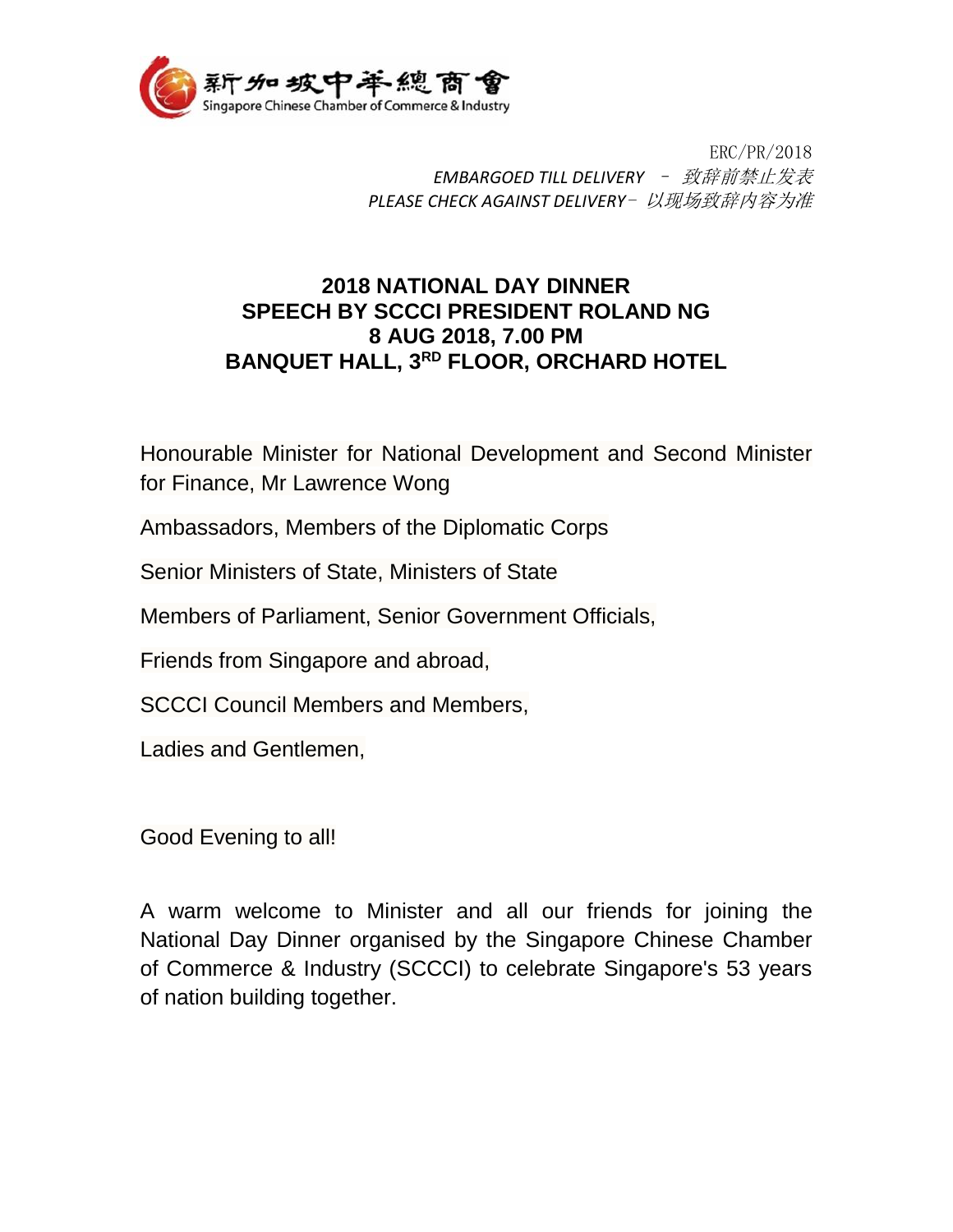新加坡中華總商會
Singapore Chinese Chamber of Commerce & Industry

ERC/PR/2018

*EMBARGOED TILL DELIVERY – 致辞前禁止发表*

*PLEASE CHECK AGAINST DELIVERY – 以现场致辞内容为准*

**2018 NATIONAL DAY DINNER**
**SPEECH BY SCCCI PRESIDENT ROLAND NG**
**8 AUG 2018, 7.00 PM**
**BANQUET HALL, 3RD FLOOR, ORCHARD HOTEL**

Honourable Minister for National Development and Second Minister for Finance, Mr Lawrence Wong

Ambassadors, Members of the Diplomatic Corps

Senior Ministers of State, Ministers of State

Members of Parliament, Senior Government Officials,

Friends from Singapore and abroad,

SCCCI Council Members and Members,

Ladies and Gentlemen,

Good Evening to all!

A warm welcome to Minister and all our friends for joining the National Day Dinner organised by the Singapore Chinese Chamber of Commerce & Industry (SCCCI) to celebrate Singapore's 53 years of nation building together.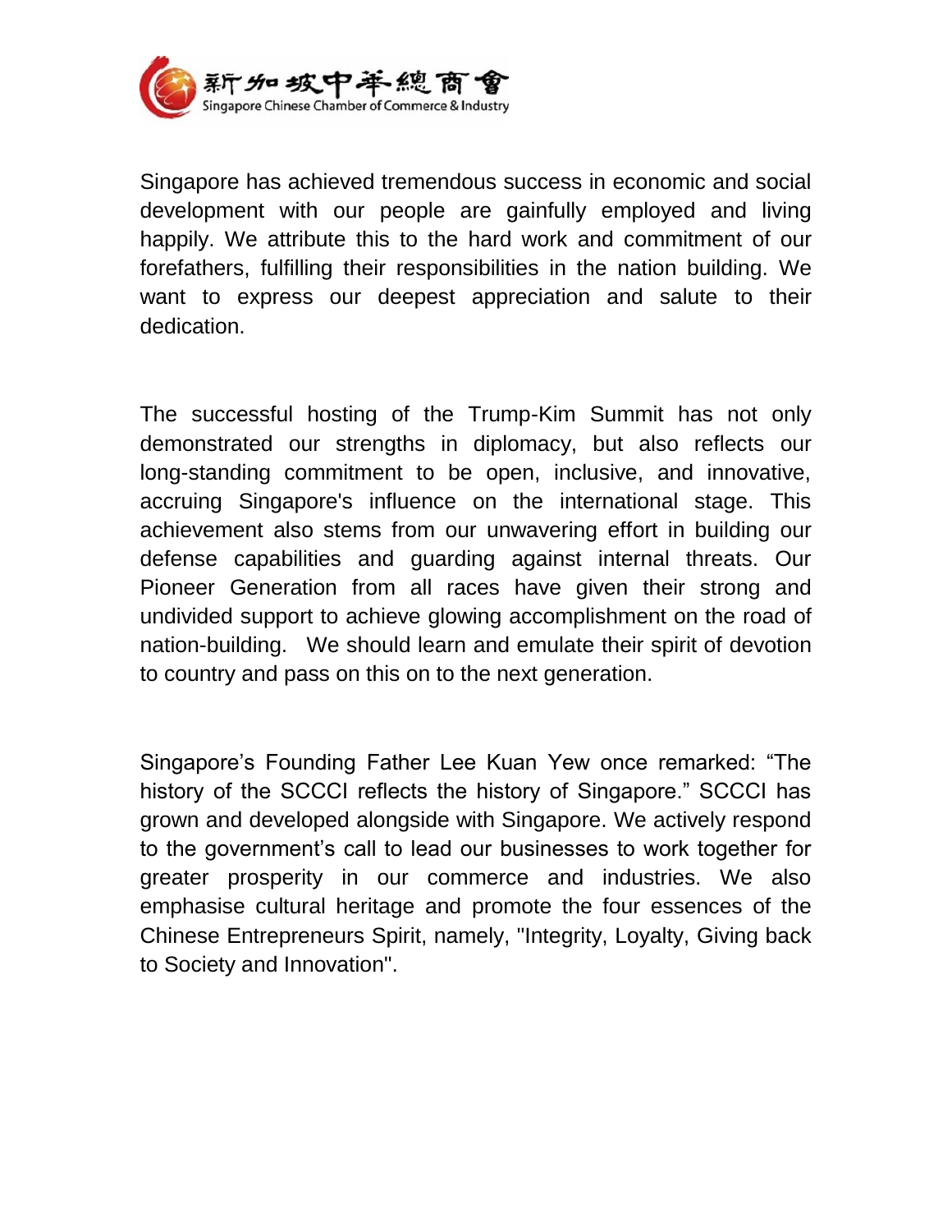Singapore has achieved tremendous success in economic and social development with our people are gainfully employed and living happily. We attribute this to the hard work and commitment of our forefathers, fulfilling their responsibilities in the nation building. We want to express our deepest appreciation and salute to their dedication.

The successful hosting of the Trump-Kim Summit has not only demonstrated our strengths in diplomacy, but also reflects our long-standing commitment to be open, inclusive, and innovative, accruing Singapore's influence on the international stage. This achievement also stems from our unwavering effort in building our defense capabilities and guarding against internal threats. Our Pioneer Generation from all races have given their strong and undivided support to achieve glowing accomplishment on the road of nation-building. We should learn and emulate their spirit of devotion to country and pass on this on to the next generation.

Singapore's Founding Father Lee Kuan Yew once remarked: "The history of the SCCCI reflects the history of Singapore." SCCCI has grown and developed alongside with Singapore. We actively respond to the government's call to lead our businesses to work together for greater prosperity in our commerce and industries. We also emphasise cultural heritage and promote the four essences of the Chinese Entrepreneurs Spirit, namely, "Integrity, Loyalty, Giving back to Society and Innovation".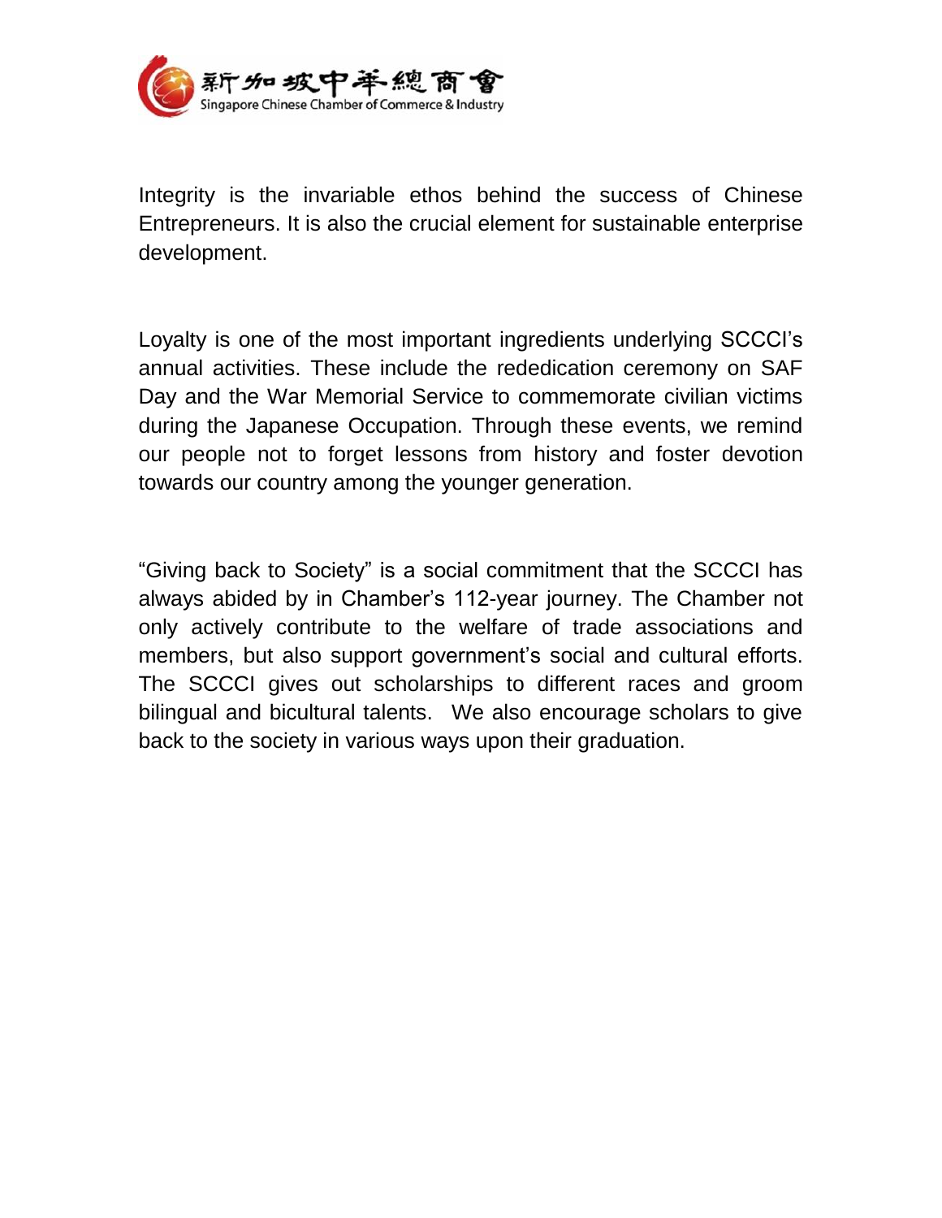Integrity is the invariable ethos behind the success of Chinese Entrepreneurs. It is also the crucial element for sustainable enterprise development.

Loyalty is one of the most important ingredients underlying SCCCI's annual activities. These include the rededication ceremony on SAF Day and the War Memorial Service to commemorate civilian victims during the Japanese Occupation. Through these events, we remind our people not to forget lessons from history and foster devotion towards our country among the younger generation.

"Giving back to Society" is a social commitment that the SCCCI has always abided by in Chamber's 112-year journey. The Chamber not only actively contribute to the welfare of trade associations and members, but also support government's social and cultural efforts. The SCCCI gives out scholarships to different races and groom bilingual and bicultural talents. We also encourage scholars to give back to the society in various ways upon their graduation.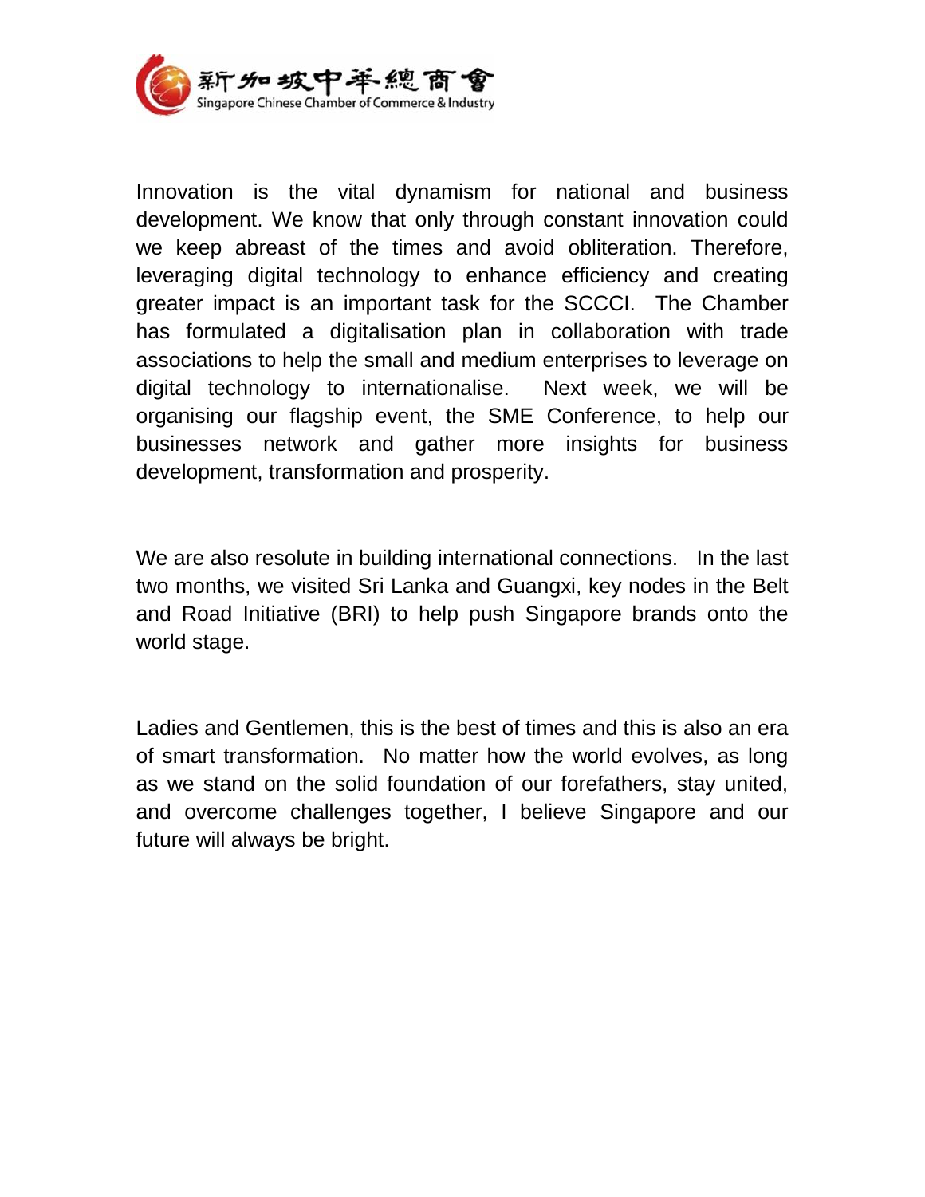Innovation is the vital dynamism for national and business development. We know that only through constant innovation could we keep abreast of the times and avoid obliteration. Therefore, leveraging digital technology to enhance efficiency and creating greater impact is an important task for the SCCCI. The Chamber has formulated a digitalisation plan in collaboration with trade associations to help the small and medium enterprises to leverage on digital technology to internationalise. Next week, we will be organising our flagship event, the SME Conference, to help our businesses network and gather more insights for business development, transformation and prosperity.

We are also resolute in building international connections. In the last two months, we visited Sri Lanka and Guangxi, key nodes in the Belt and Road Initiative (BRI) to help push Singapore brands onto the world stage.

Ladies and Gentlemen, this is the best of times and this is also an era of smart transformation. No matter how the world evolves, as long as we stand on the solid foundation of our forefathers, stay united, and overcome challenges together, I believe Singapore and our future will always be bright.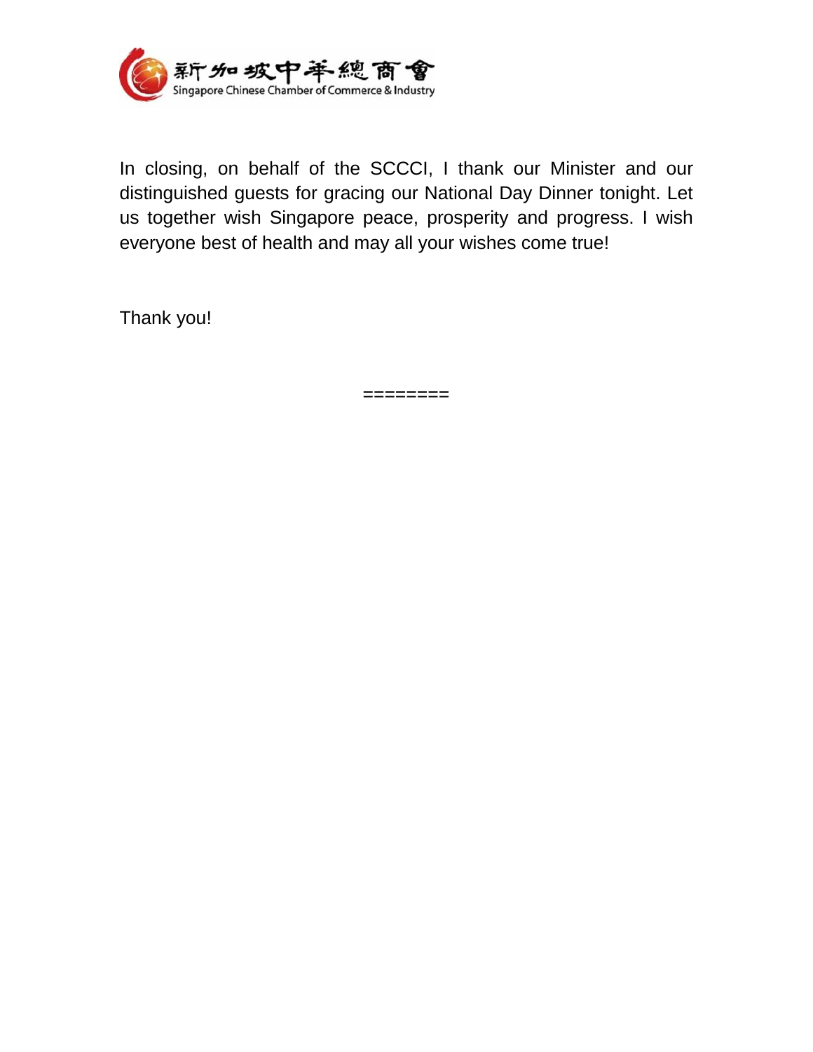In closing, on behalf of the SCCCI, I thank our Minister and our distinguished guests for gracing our National Day Dinner tonight. Let us together wish Singapore peace, prosperity and progress. I wish everyone best of health and may all your wishes come true!

Thank you!

========